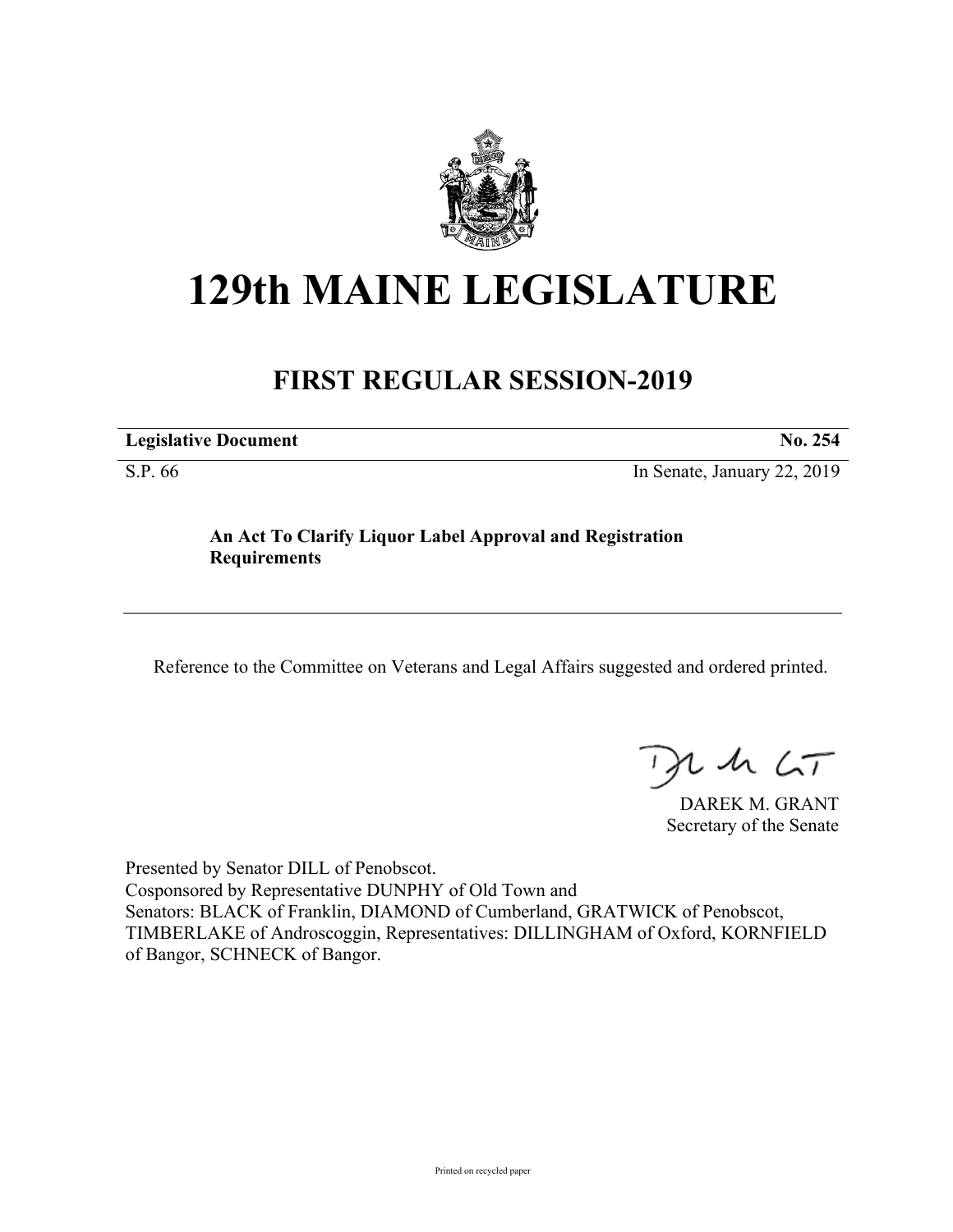# 129th MAINE LEGISLATURE

## FIRST REGULAR SESSION-2019

| **Legislative Document** | **No. 254** |
|---|---|
| S.P. 66 | In Senate, January 22, 2019 |

**An Act To Clarify Liquor Label Approval and Registration Requirements**

Reference to the Committee on Veterans and Legal Affairs suggested and ordered printed.

DAREK M. GRANT
Secretary of the Senate

Presented by Senator DILL of Penobscot.
Cosponsored by Representative DUNPHY of Old Town and
Senators: BLACK of Franklin, DIAMOND of Cumberland, GRATWICK of Penobscot, TIMBERLAKE of Androscoggin, Representatives: DILLINGHAM of Oxford, KORNFIELD of Bangor, SCHNECK of Bangor.

Printed on recycled paper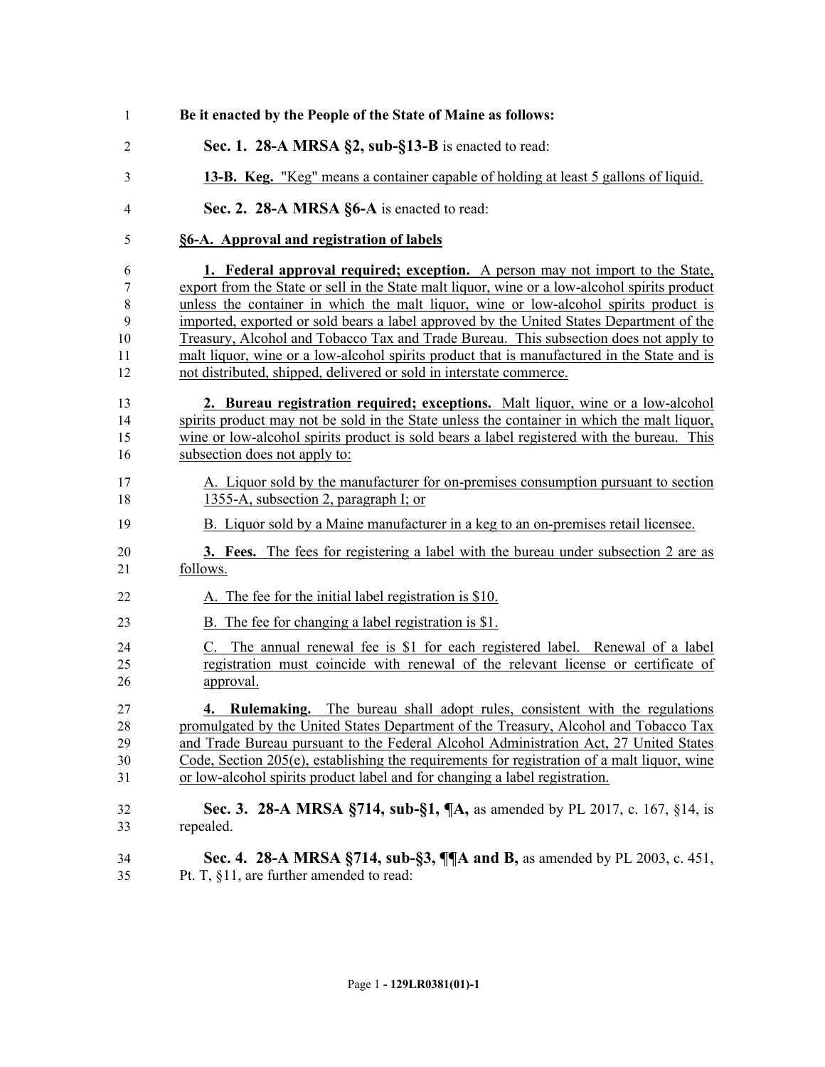**Be it enacted by the People of the State of Maine as follows:**

**Sec. 1. 28-A MRSA §2, sub-§13-B** is enacted to read:

**13-B. Keg.** "Keg" means a container capable of holding at least 5 gallons of liquid.

**Sec. 2. 28-A MRSA §6-A** is enacted to read:

**§6-A. Approval and registration of labels**

**1. Federal approval required; exception.** A person may not import to the State, export from the State or sell in the State malt liquor, wine or a low-alcohol spirits product unless the container in which the malt liquor, wine or low-alcohol spirits product is imported, exported or sold bears a label approved by the United States Department of the Treasury, Alcohol and Tobacco Tax and Trade Bureau. This subsection does not apply to malt liquor, wine or a low-alcohol spirits product that is manufactured in the State and is not distributed, shipped, delivered or sold in interstate commerce.

**2. Bureau registration required; exceptions.** Malt liquor, wine or a low-alcohol spirits product may not be sold in the State unless the container in which the malt liquor, wine or low-alcohol spirits product is sold bears a label registered with the bureau. This subsection does not apply to:

A. Liquor sold by the manufacturer for on-premises consumption pursuant to section 1355-A, subsection 2, paragraph I; or

B. Liquor sold by a Maine manufacturer in a keg to an on-premises retail licensee.

**3. Fees.** The fees for registering a label with the bureau under subsection 2 are as follows.

A. The fee for the initial label registration is $10.

B. The fee for changing a label registration is $1.

C. The annual renewal fee is $1 for each registered label. Renewal of a label registration must coincide with renewal of the relevant license or certificate of approval.

**4. Rulemaking.** The bureau shall adopt rules, consistent with the regulations promulgated by the United States Department of the Treasury, Alcohol and Tobacco Tax and Trade Bureau pursuant to the Federal Alcohol Administration Act, 27 United States Code, Section 205(e), establishing the requirements for registration of a malt liquor, wine or low-alcohol spirits product label and for changing a label registration.

**Sec. 3. 28-A MRSA §714, sub-§1, ¶A,** as amended by PL 2017, c. 167, §14, is repealed.

**Sec. 4. 28-A MRSA §714, sub-§3, ¶¶A and B,** as amended by PL 2003, c. 451, Pt. T, §11, are further amended to read: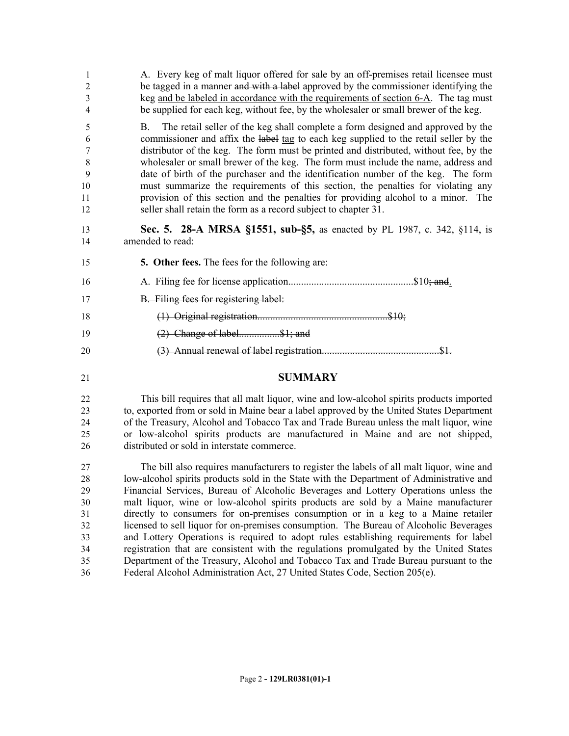A. Every keg of malt liquor offered for sale by an off-premises retail licensee must be tagged in a manner ~~and with a label~~ approved by the commissioner identifying the keg and be labeled in accordance with the requirements of section 6-A. The tag must be supplied for each keg, without fee, by the wholesaler or small brewer of the keg.

B. The retail seller of the keg shall complete a form designed and approved by the commissioner and affix the ~~label~~ tag to each keg supplied to the retail seller by the distributor of the keg. The form must be printed and distributed, without fee, by the wholesaler or small brewer of the keg. The form must include the name, address and date of birth of the purchaser and the identification number of the keg. The form must summarize the requirements of this section, the penalties for violating any provision of this section and the penalties for providing alcohol to a minor. The seller shall retain the form as a record subject to chapter 31.

**Sec. 5. 28-A MRSA §1551, sub-§5,** as enacted by PL 1987, c. 342, §114, is amended to read:

**5. Other fees.** The fees for the following are:

A. Filing fee for license application................................................$10~~; and~~.

~~B. Filing fees for registering label:~~

~~(1) Original registration..................................................$10;~~

~~(2) Change of label................$1; and~~

~~(3) Annual renewal of label registration.............................................$1.~~

## SUMMARY

This bill requires that all malt liquor, wine and low-alcohol spirits products imported to, exported from or sold in Maine bear a label approved by the United States Department of the Treasury, Alcohol and Tobacco Tax and Trade Bureau unless the malt liquor, wine or low-alcohol spirits products are manufactured in Maine and are not shipped, distributed or sold in interstate commerce.

The bill also requires manufacturers to register the labels of all malt liquor, wine and low-alcohol spirits products sold in the State with the Department of Administrative and Financial Services, Bureau of Alcoholic Beverages and Lottery Operations unless the malt liquor, wine or low-alcohol spirits products are sold by a Maine manufacturer directly to consumers for on-premises consumption or in a keg to a Maine retailer licensed to sell liquor for on-premises consumption. The Bureau of Alcoholic Beverages and Lottery Operations is required to adopt rules establishing requirements for label registration that are consistent with the regulations promulgated by the United States Department of the Treasury, Alcohol and Tobacco Tax and Trade Bureau pursuant to the Federal Alcohol Administration Act, 27 United States Code, Section 205(e).